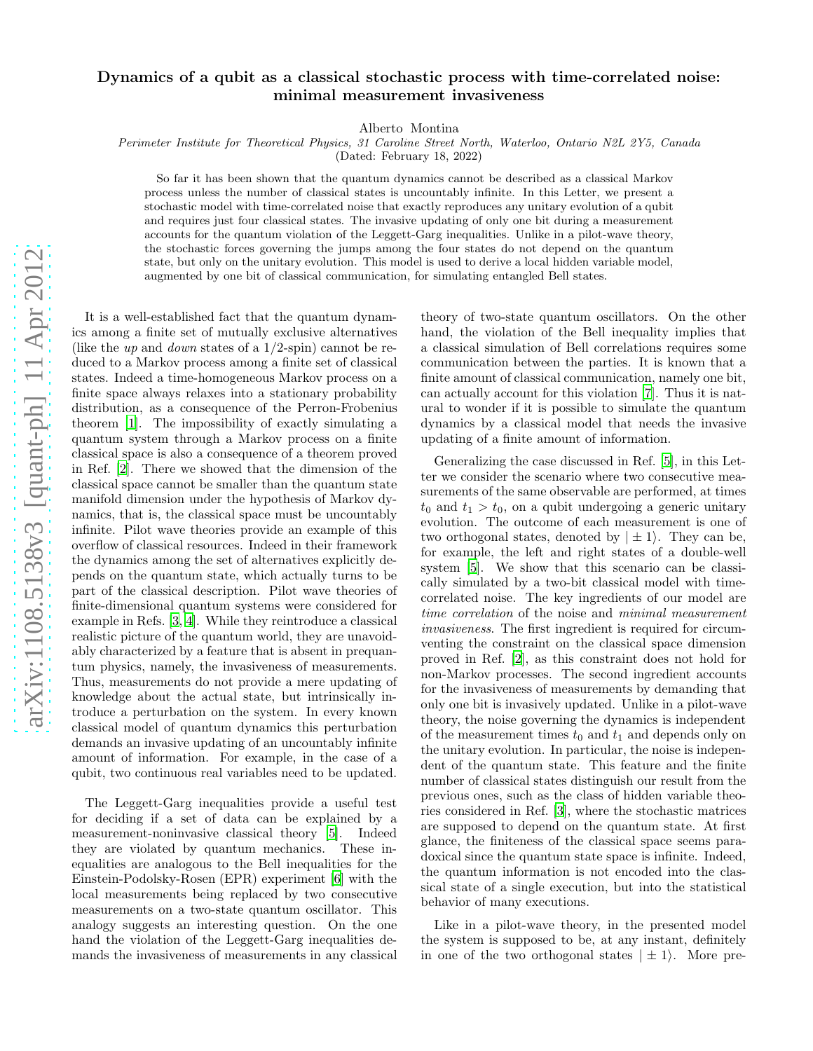# Dynamics of a qubit as a classical stochastic process with time-correlated noise: minimal measurement invasiveness

Alberto Montina

*Perimeter Institute for Theoretical Physics, 31 Caroline Street North, Waterloo, Ontario N2L 2Y5, Canada*

(Dated: February 18, 2022)

So far it has been shown that the quantum dynamics cannot be described as a classical Markov process unless the number of classical states is uncountably infinite. In this Letter, we present a stochastic model with time-correlated noise that exactly reproduces any unitary evolution of a qubit and requires just four classical states. The invasive updating of only one bit during a measurement accounts for the quantum violation of the Leggett-Garg inequalities. Unlike in a pilot-wave theory, the stochastic forces governing the jumps among the four states do not depend on the quantum state, but only on the unitary evolution. This model is used to derive a local hidden variable model, augmented by one bit of classical communication, for simulating entangled Bell states.

It is a well-established fact that the quantum dynamics among a finite set of mutually exclusive alternatives (like the *up* and *down* states of a 1/2-spin) cannot be reduced to a Markov process among a finite set of classical states. Indeed a time-homogeneous Markov process on a finite space always relaxes into a stationary probability distribution, as a consequence of the Perron-Frobenius theorem [1]. The impossibility of exactly simulating a quantum system through a Markov process on a finite classical space is also a consequence of a theorem proved in Ref. [2]. There we showed that the dimension of the classical space cannot be smaller than the quantum state manifold dimension under the hypothesis of Markov dynamics, that is, the classical space must be uncountably infinite. Pilot wave theories provide an example of this overflow of classical resources. Indeed in their framework the dynamics among the set of alternatives explicitly depends on the quantum state, which actually turns to be part of the classical description. Pilot wave theories of finite-dimensional quantum systems were considered for example in Refs. [3, 4]. While they reintroduce a classical realistic picture of the quantum world, they are unavoidably characterized by a feature that is absent in prequantum physics, namely, the invasiveness of measurements. Thus, measurements do not provide a mere updating of knowledge about the actual state, but intrinsically introduce a perturbation on the system. In every known classical model of quantum dynamics this perturbation demands an invasive updating of an uncountably infinite amount of information. For example, in the case of a qubit, two continuous real variables need to be updated.

The Leggett-Garg inequalities provide a useful test for deciding if a set of data can be explained by a measurement-noninvasive classical theory [5]. Indeed they are violated by quantum mechanics. These inequalities are analogous to the Bell inequalities for the Einstein-Podolsky-Rosen (EPR) experiment [6] with the local measurements being replaced by two consecutive measurements on a two-state quantum oscillator. This analogy suggests an interesting question. On the one hand the violation of the Leggett-Garg inequalities demands the invasiveness of measurements in any classical theory of two-state quantum oscillators. On the other hand, the violation of the Bell inequality implies that a classical simulation of Bell correlations requires some communication between the parties. It is known that a finite amount of classical communication, namely one bit, can actually account for this violation [7]. Thus it is natural to wonder if it is possible to simulate the quantum dynamics by a classical model that needs the invasive updating of a finite amount of information.

Generalizing the case discussed in Ref. [5], in this Letter we consider the scenario where two consecutive measurements of the same observable are performed, at times $t_0$ and $t_1 > t_0$, on a qubit undergoing a generic unitary evolution. The outcome of each measurement is one of two orthogonal states, denoted by $|\pm 1\rangle$. They can be, for example, the left and right states of a double-well system [5]. We show that this scenario can be classically simulated by a two-bit classical model with time-correlated noise. The key ingredients of our model are *time correlation* of the noise and *minimal measurement invasiveness*. The first ingredient is required for circumventing the constraint on the classical space dimension proved in Ref. [2], as this constraint does not hold for non-Markov processes. The second ingredient accounts for the invasiveness of measurements by demanding that only one bit is invasively updated. Unlike in a pilot-wave theory, the noise governing the dynamics is independent of the measurement times $t_0$ and $t_1$ and depends only on the unitary evolution. In particular, the noise is independent of the quantum state. This feature and the finite number of classical states distinguish our result from the previous ones, such as the class of hidden variable theories considered in Ref. [3], where the stochastic matrices are supposed to depend on the quantum state. At first glance, the finiteness of the classical space seems paradoxical since the quantum state space is infinite. Indeed, the quantum information is not encoded into the classical state of a single execution, but into the statistical behavior of many executions.

Like in a pilot-wave theory, in the presented model the system is supposed to be, at any instant, definitely in one of the two orthogonal states $|\pm 1\rangle$. More pre-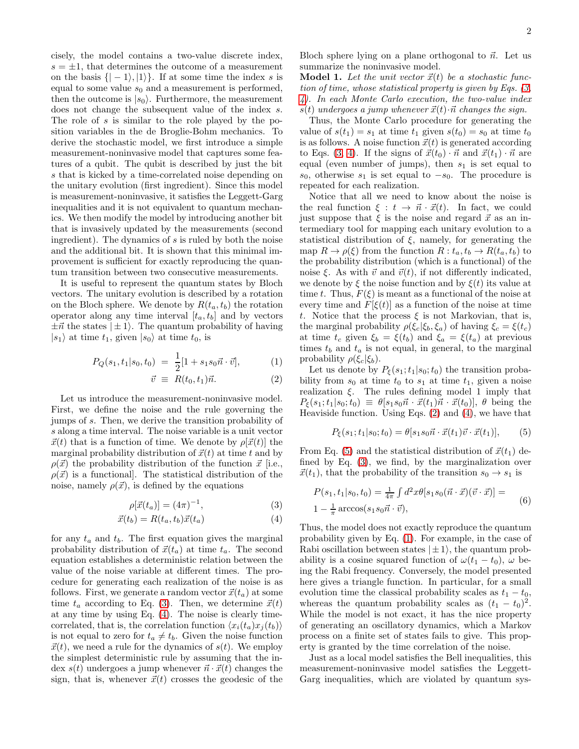cisely, the model contains a two-value discrete index, $s=\pm 1$, that determines the outcome of a measurement on the basis $\{|-1\rangle, |1\rangle\}$. If at some time the index $s$ is equal to some value $s_0$ and a measurement is performed, then the outcome is $|s_0\rangle$. Furthermore, the measurement does not change the subsequent value of the index $s$. The role of $s$ is similar to the role played by the position variables in the de Broglie-Bohm mechanics. To derive the stochastic model, we first introduce a simple measurement-noninvasive model that captures some features of a qubit. The qubit is described by just the bit $s$ that is kicked by a time-correlated noise depending on the unitary evolution (first ingredient). Since this model is measurement-noninvasive, it satisfies the Leggett-Garg inequalities and it is not equivalent to quantum mechanics. We then modify the model by introducing another bit that is invasively updated by the measurements (second ingredient). The dynamics of $s$ is ruled by both the noise and the additional bit. It is shown that this minimal improvement is sufficient for exactly reproducing the quantum transition between two consecutive measurements.

It is useful to represent the quantum states by Bloch vectors. The unitary evolution is described by a rotation on the Bloch sphere. We denote by $R(t_a,t_b)$ the rotation operator along any time interval $[t_a,t_b]$ and by vectors $\pm\vec n$ the states $|\pm 1\rangle$. The quantum probability of having $|s_1\rangle$ at time $t_1$, given $|s_0\rangle$ at time $t_0$, is

$$P_Q(s_1,t_1|s_0,t_0) = \frac{1}{2}[1+s_1 s_0 \vec n\cdot\vec v], \tag{1}$$

$$\vec v \equiv R(t_0,t_1)\vec n. \tag{2}$$

Let us introduce the measurement-noninvasive model. First, we define the noise and the rule governing the jumps of $s$. Then, we derive the transition probability of $s$ along a time interval. The noise variable is a unit vector $\vec x(t)$ that is a function of time. We denote by $\rho[\vec x(t)]$ the marginal probability distribution of $\vec x(t)$ at time $t$ and by $\rho(\vec x)$ the probability distribution of the function $\vec x$ [i.e., $\rho(\vec x)$ is a functional]. The statistical distribution of the noise, namely $\rho(\vec x)$, is defined by the equations

$$\rho[\vec x(t_a)] = (4\pi)^{-1}, \tag{3}$$

$$\vec x(t_b) = R(t_a,t_b)\vec x(t_a) \tag{4}$$

for any $t_a$ and $t_b$. The first equation gives the marginal probability distribution of $\vec x(t_a)$ at time $t_a$. The second equation establishes a deterministic relation between the value of the noise variable at different times. The procedure for generating each realization of the noise is as follows. First, we generate a random vector $\vec x(t_a)$ at some time $t_a$ according to Eq. (3). Then, we determine $\vec x(t)$ at any time by using Eq. (4). The noise is clearly time-correlated, that is, the correlation function $\langle x_i(t_a)x_j(t_b)\rangle$ is not equal to zero for $t_a\ne t_b$. Given the noise function $\vec x(t)$, we need a rule for the dynamics of $s(t)$. We employ the simplest deterministic rule by assuming that the index $s(t)$ undergoes a jump whenever $\vec n\cdot\vec x(t)$ changes the sign, that is, whenever $\vec x(t)$ crosses the geodesic of the Bloch sphere lying on a plane orthogonal to $\vec n$. Let us summarize the noninvasive model.

**Model 1.** *Let the unit vector $\vec x(t)$ be a stochastic function of time, whose statistical property is given by Eqs. (3, 4). In each Monte Carlo execution, the two-value index $s(t)$ undergoes a jump whenever $\vec x(t)\cdot\vec n$ changes the sign.*

Thus, the Monte Carlo procedure for generating the value of $s(t_1)=s_1$ at time $t_1$ given $s(t_0)=s_0$ at time $t_0$ is as follows. A noise function $\vec x(t)$ is generated according to Eqs. (3, 4). If the signs of $\vec x(t_0)\cdot\vec n$ and $\vec x(t_1)\cdot\vec n$ are equal (even number of jumps), then $s_1$ is set equal to $s_0$, otherwise $s_1$ is set equal to $-s_0$. The procedure is repeated for each realization.

Notice that all we need to know about the noise is the real function $\xi: t\to\vec n\cdot\vec x(t)$. In fact, we could just suppose that $\xi$ is the noise and regard $\vec x$ as an intermediary tool for mapping each unitary evolution to a statistical distribution of $\xi$, namely, for generating the map $R\to\rho(\xi)$ from the function $R: t_a,t_b\to R(t_a,t_b)$ to the probability distribution (which is a functional) of the noise $\xi$. As with $\vec v$ and $\vec v(t)$, if not differently indicated, we denote by $\xi$ the noise function and by $\xi(t)$ its value at time $t$. Thus, $F(\xi)$ is meant as a functional of the noise at every time and $F[\xi(t)]$ as a function of the noise at time $t$. Notice that the process $\xi$ is not Markovian, that is, the marginal probability $\rho(\xi_c|\xi_b,\xi_a)$ of having $\xi_c=\xi(t_c)$ at time $t_c$ given $\xi_b=\xi(t_b)$ and $\xi_a=\xi(t_a)$ at previous times $t_b$ and $t_a$ is not equal, in general, to the marginal probability $\rho(\xi_c|\xi_b)$.

Let us denote by $P_\xi(s_1;t_1|s_0;t_0)$ the transition probability from $s_0$ at time $t_0$ to $s_1$ at time $t_1$, given a noise realization $\xi$. The rules defining model 1 imply that $P_\xi(s_1;t_1|s_0;t_0)\equiv\theta[s_1 s_0\vec n\cdot\vec x(t_1)\vec n\cdot\vec x(t_0)]$, $\theta$ being the Heaviside function. Using Eqs. (2) and (4), we have that

$$P_\xi(s_1;t_1|s_0;t_0) = \theta[s_1 s_0\vec n\cdot\vec x(t_1)\vec v\cdot\vec x(t_1)], \tag{5}$$

From Eq. (5) and the statistical distribution of $\vec x(t_1)$ defined by Eq. (3), we find, by the marginalization over $\vec x(t_1)$, that the probability of the transition $s_0\to s_1$ is

$$\begin{aligned} &P(s_1,t_1|s_0,t_0) = \tfrac{1}{4\pi}\int d^2x\,\theta[s_1 s_0(\vec n\cdot\vec x)(\vec v\cdot\vec x)] = \\ &1-\tfrac{1}{\pi}\arccos(s_1 s_0\vec n\cdot\vec v), \end{aligned} \tag{6}$$

Thus, the model does not exactly reproduce the quantum probability given by Eq. (1). For example, in the case of Rabi oscillation between states $|\pm 1\rangle$, the quantum probability is a cosine squared function of $\omega(t_1-t_0)$, $\omega$ being the Rabi frequency. Conversely, the model presented here gives a triangle function. In particular, for a small evolution time the classical probability scales as $t_1-t_0$, whereas the quantum probability scales as $(t_1-t_0)^2$. While the model is not exact, it has the nice property of generating an oscillatory dynamics, which a Markov process on a finite set of states fails to give. This property is granted by the time correlation of the noise.

Just as a local model satisfies the Bell inequalities, this measurement-noninvasive model satisfies the Leggett-Garg inequalities, which are violated by quantum sys-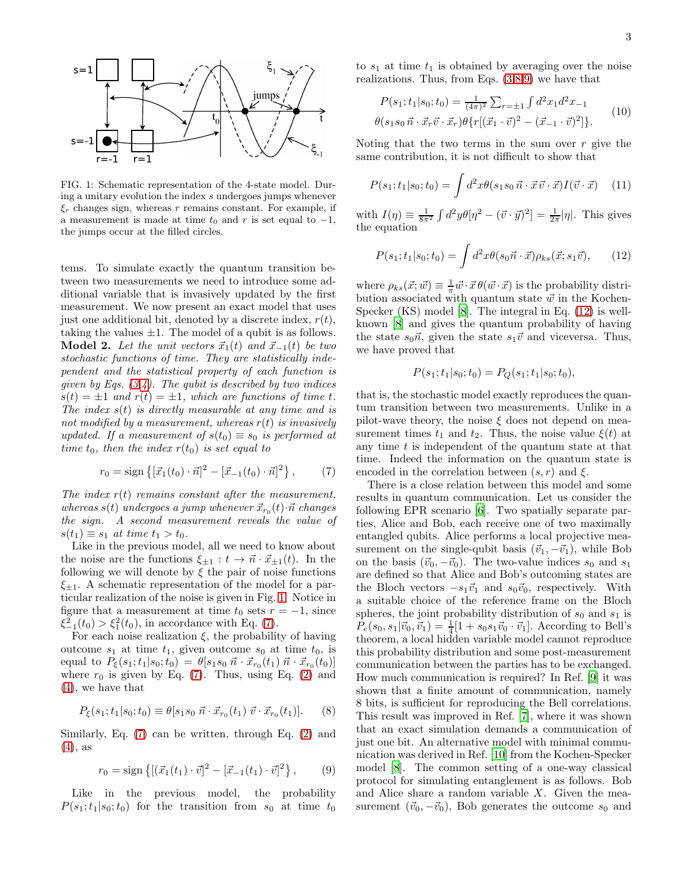FIG. 1: Schematic representation of the 4-state model. During a unitary evolution the index $s$ undergoes jumps whenever $\xi_r$ changes sign, whereas $r$ remains constant. For example, if a measurement is made at time $t_0$ and $r$ is set equal to $-1$, the jumps occur at the filled circles.

tems. To simulate exactly the quantum transition between two measurements we need to introduce some additional variable that is invasively updated by the first measurement. We now present an exact model that uses just one additional bit, denoted by a discrete index, $r(t)$, taking the values $\pm 1$. The model of a qubit is as follows.

**Model 2.** *Let the unit vectors $\vec{x}_1(t)$ and $\vec{x}_{-1}(t)$ be two stochastic functions of time. They are statistically independent and the statistical property of each function is given by Eqs. (3,4). The qubit is described by two indices $s(t) = \pm 1$ and $r(t) = \pm 1$, which are functions of time $t$. The index $s(t)$ is directly measurable at any time and is not modified by a measurement, whereas $r(t)$ is invasively updated. If a measurement of $s(t_0) \equiv s_0$ is performed at time $t_0$, then the index $r(t_0)$ is set equal to*

$$r_0 = \text{sign}\left\{[\vec{x}_1(t_0)\cdot\vec{n}]^2 - [\vec{x}_{-1}(t_0)\cdot\vec{n}]^2\right\}, \tag{7}$$

*The index $r(t)$ remains constant after the measurement, whereas $s(t)$ undergoes a jump whenever $\vec{x}_{r_0}(t)\cdot\vec{n}$ changes the sign. A second measurement reveals the value of $s(t_1) \equiv s_1$ at time $t_1 > t_0$.*

Like in the previous model, all we need to know about the noise are the functions $\xi_{\pm 1} : t \to \vec{n}\cdot\vec{x}_{\pm 1}(t)$. In the following we will denote by $\xi$ the pair of noise functions $\xi_{\pm 1}$. A schematic representation of the model for a particular realization of the noise is given in Fig. 1. Notice in figure that a measurement at time $t_0$ sets $r = -1$, since $\xi_{-1}^2(t_0) > \xi_1^2(t_0)$, in accordance with Eq. (7).

For each noise realization $\xi$, the probability of having outcome $s_1$ at time $t_1$, given outcome $s_0$ at time $t_0$, is equal to $P_\xi(s_1;t_1|s_0;t_0) = \theta[s_1 s_0\, \vec{n}\cdot\vec{x}_{r_0}(t_1)\, \vec{n}\cdot\vec{x}_{r_0}(t_0)]$ where $r_0$ is given by Eq. (7). Thus, using Eq. (2) and (4), we have that

$$P_\xi(s_1;t_1|s_0;t_0) \equiv \theta[s_1 s_0\, \vec{n}\cdot\vec{x}_{r_0}(t_1)\, \vec{v}\cdot\vec{x}_{r_0}(t_1)]. \tag{8}$$

Similarly, Eq. (7) can be written, through Eq. (2) and (4), as

$$r_0 = \text{sign}\left\{[(\vec{x}_1(t_1)\cdot\vec{v}]^2 - [\vec{x}_{-1}(t_1)\cdot\vec{v}]^2\right\}, \tag{9}$$

Like in the previous model, the probability $P(s_1;t_1|s_0;t_0)$ for the transition from $s_0$ at time $t_0$ to $s_1$ at time $t_1$ is obtained by averaging over the noise realizations. Thus, from Eqs. (3,8,9) we have that

$$\begin{gathered}P(s_1;t_1|s_0;t_0) = \tfrac{1}{(4\pi)^2}\textstyle\sum_{r=\pm1}\int d^2x_1 d^2x_{-1} \\ \theta(s_1 s_0\,\vec{n}\cdot\vec{x}_r \vec{v}\cdot\vec{x}_r)\theta\{r[(\vec{x}_1\cdot\vec{v})^2 - (\vec{x}_{-1}\cdot\vec{v})^2]\}.\end{gathered} \tag{10}$$

Noting that the two terms in the sum over $r$ give the same contribution, it is not difficult to show that

$$P(s_1;t_1|s_0;t_0) = \int d^2x\,\theta(s_1 s_0\,\vec{n}\cdot\vec{x}\,\vec{v}\cdot\vec{x})I(\vec{v}\cdot\vec{x}) \tag{11}$$

with $I(\eta) \equiv \frac{1}{8\pi^2}\int d^2y\,\theta[\eta^2 - (\vec{v}\cdot\vec{y})^2] = \frac{1}{2\pi}|\eta|$. This gives the equation

$$P(s_1;t_1|s_0;t_0) = \int d^2x\,\theta(s_0\vec{n}\cdot\vec{x})\rho_{ks}(\vec{x};s_1\vec{v}), \tag{12}$$

where $\rho_{ks}(\vec{x};\vec{w}) \equiv \frac{1}{\pi}\vec{w}\cdot\vec{x}\,\theta(\vec{w}\cdot\vec{x})$ is the probability distribution associated with quantum state $\vec{w}$ in the Kochen-Specker (KS) model [8]. The integral in Eq. (12) is well-known [8] and gives the quantum probability of having the state $s_0\vec{n}$, given the state $s_1\vec{v}$ and viceversa. Thus, we have proved that

$$P(s_1;t_1|s_0;t_0) = P_Q(s_1;t_1|s_0;t_0),$$

that is, the stochastic model exactly reproduces the quantum transition between two measurements. Unlike in a pilot-wave theory, the noise $\xi$ does not depend on measurement times $t_1$ and $t_2$. Thus, the noise value $\xi(t)$ at any time $t$ is independent of the quantum state at that time. Indeed the information on the quantum state is encoded in the correlation between $(s,r)$ and $\xi$.

There is a close relation between this model and some results in quantum communication. Let us consider the following EPR scenario [6]. Two spatially separate parties, Alice and Bob, each receive one of two maximally entangled qubits. Alice performs a local projective measurement on the single-qubit basis $(\vec{v}_1, -\vec{v}_1)$, while Bob on the basis $(\vec{v}_0, -\vec{v}_0)$. The two-value indices $s_0$ and $s_1$ are defined so that Alice and Bob's outcoming states are the Bloch vectors $-s_1\vec{v}_1$ and $s_0\vec{v}_0$, respectively. With a suitable choice of the reference frame on the Bloch spheres, the joint probability distribution of $s_0$ and $s_1$ is $P_e(s_0,s_1|\vec{v}_0,\vec{v}_1) = \frac{1}{4}[1 + s_0 s_1 \vec{v}_0\cdot\vec{v}_1]$. According to Bell's theorem, a local hidden variable model cannot reproduce this probability distribution and some post-measurement communication between the parties has to be exchanged. How much communication is required? In Ref. [9] it was shown that a finite amount of communication, namely 8 bits, is sufficient for reproducing the Bell correlations. This result was improved in Ref. [7], where it was shown that an exact simulation demands a communication of just one bit. An alternative model with minimal communication was derived in Ref. [10] from the Kochen-Specker model [8]. The common setting of a one-way classical protocol for simulating entanglement is as follows. Bob and Alice share a random variable $X$. Given the measurement $(\vec{v}_0, -\vec{v}_0)$, Bob generates the outcome $s_0$ and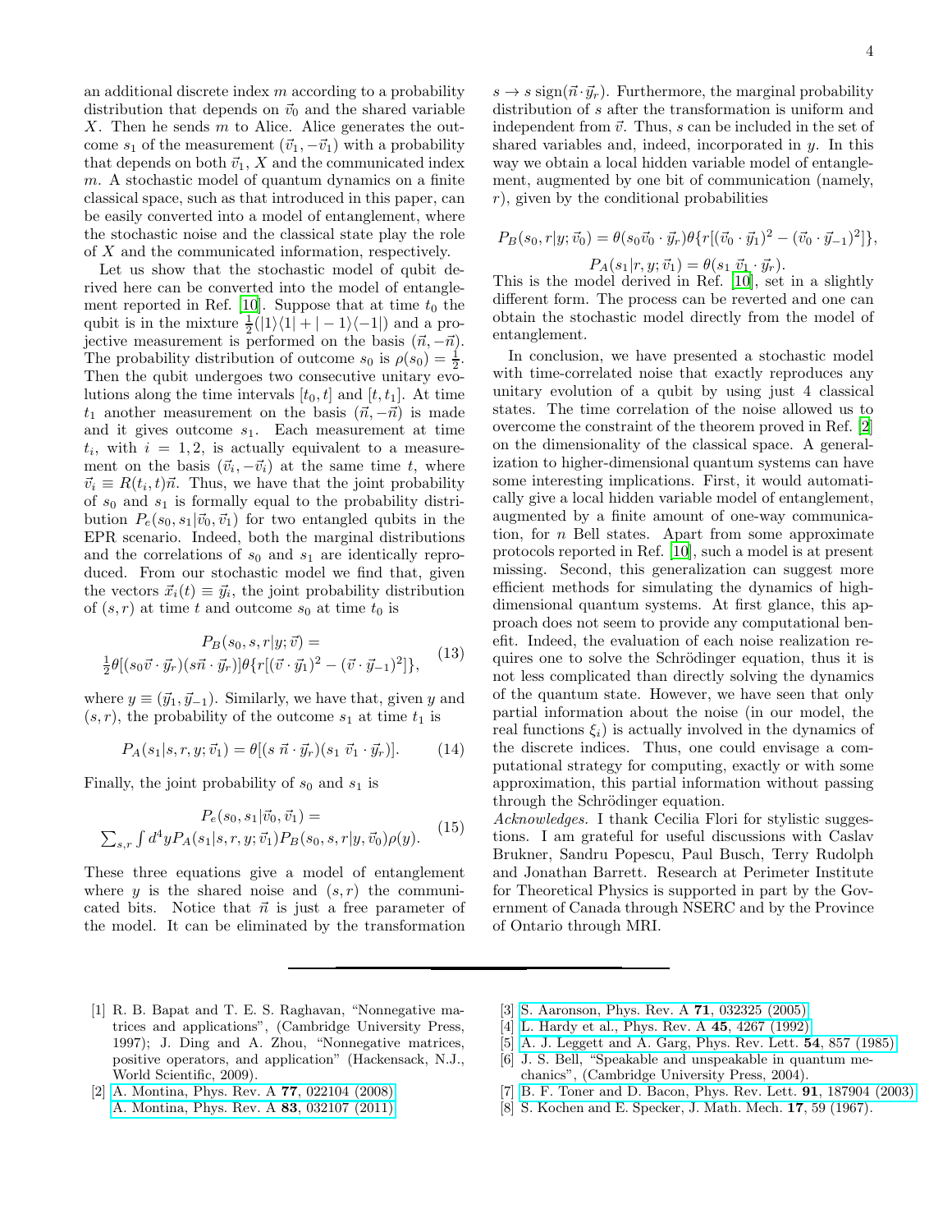an additional discrete index $m$ according to a probability distribution that depends on $\vec{v}_0$ and the shared variable $X$. Then he sends $m$ to Alice. Alice generates the outcome $s_1$ of the measurement $(\vec{v}_1, -\vec{v}_1)$ with a probability that depends on both $\vec{v}_1$, $X$ and the communicated index $m$. A stochastic model of quantum dynamics on a finite classical space, such as that introduced in this paper, can be easily converted into a model of entanglement, where the stochastic noise and the classical state play the role of $X$ and the communicated information, respectively.

Let us show that the stochastic model of qubit derived here can be converted into the model of entanglement reported in Ref. [10]. Suppose that at time $t_0$ the qubit is in the mixture $\frac{1}{2}(|1\rangle\langle 1| + |-1\rangle\langle -1|)$ and a projective measurement is performed on the basis $(\vec{n}, -\vec{n})$. The probability distribution of outcome $s_0$ is $\rho(s_0) = \frac{1}{2}$. Then the qubit undergoes two consecutive unitary evolutions along the time intervals $[t_0, t]$ and $[t, t_1]$. At time $t_1$ another measurement on the basis $(\vec{n}, -\vec{n})$ is made and it gives outcome $s_1$. Each measurement at time $t_i$, with $i = 1, 2$, is actually equivalent to a measurement on the basis $(\vec{v}_i, -\vec{v}_i)$ at the same time $t$, where $\vec{v}_i \equiv R(t_i, t)\vec{n}$. Thus, we have that the joint probability of $s_0$ and $s_1$ is formally equal to the probability distribution $P_e(s_0, s_1|\vec{v}_0, \vec{v}_1)$ for two entangled qubits in the EPR scenario. Indeed, both the marginal distributions and the correlations of $s_0$ and $s_1$ are identically reproduced. From our stochastic model we find that, given the vectors $\vec{x}_i(t) \equiv \vec{y}_i$, the joint probability distribution of $(s, r)$ at time $t$ and outcome $s_0$ at time $t_0$ is

$$P_B(s_0, s, r|y; \vec{v}) = \frac{1}{2}\theta[(s_0\vec{v}\cdot\vec{y}_r)(s\vec{n}\cdot\vec{y}_r)]\theta\{r[(\vec{v}\cdot\vec{y}_1)^2 - (\vec{v}\cdot\vec{y}_{-1})^2]\}, \tag{13}$$

where $y \equiv (\vec{y}_1, \vec{y}_{-1})$. Similarly, we have that, given $y$ and $(s, r)$, the probability of the outcome $s_1$ at time $t_1$ is

$$P_A(s_1|s, r, y; \vec{v}_1) = \theta[(s\ \vec{n}\cdot\vec{y}_r)(s_1\ \vec{v}_1\cdot\vec{y}_r)]. \tag{14}$$

Finally, the joint probability of $s_0$ and $s_1$ is

$$P_e(s_0, s_1|\vec{v}_0, \vec{v}_1) = \sum_{s,r}\int d^4y P_A(s_1|s, r, y; \vec{v}_1)P_B(s_0, s, r|y, \vec{v}_0)\rho(y). \tag{15}$$

These three equations give a model of entanglement where $y$ is the shared noise and $(s, r)$ the communicated bits. Notice that $\vec{n}$ is just a free parameter of the model. It can be eliminated by the transformation $s \to s\ \text{sign}(\vec{n}\cdot\vec{y}_r)$. Furthermore, the marginal probability distribution of $s$ after the transformation is uniform and independent from $\vec{v}$. Thus, $s$ can be included in the set of shared variables and, indeed, incorporated in $y$. In this way we obtain a local hidden variable model of entanglement, augmented by one bit of communication (namely, $r$), given by the conditional probabilities

$$P_B(s_0, r|y; \vec{v}_0) = \theta(s_0\vec{v}_0\cdot\vec{y}_r)\theta\{r[(\vec{v}_0\cdot\vec{y}_1)^2 - (\vec{v}_0\cdot\vec{y}_{-1})^2]\},$$
$$P_A(s_1|r, y; \vec{v}_1) = \theta(s_1\ \vec{v}_1\cdot\vec{y}_r).$$

This is the model derived in Ref. [10], set in a slightly different form. The process can be reverted and one can obtain the stochastic model directly from the model of entanglement.

In conclusion, we have presented a stochastic model with time-correlated noise that exactly reproduces any unitary evolution of a qubit by using just 4 classical states. The time correlation of the noise allowed us to overcome the constraint of the theorem proved in Ref. [2] on the dimensionality of the classical space. A generalization to higher-dimensional quantum systems can have some interesting implications. First, it would automatically give a local hidden variable model of entanglement, augmented by a finite amount of one-way communication, for $n$ Bell states. Apart from some approximate protocols reported in Ref. [10], such a model is at present missing. Second, this generalization can suggest more efficient methods for simulating the dynamics of high-dimensional quantum systems. At first glance, this approach does not seem to provide any computational benefit. Indeed, the evaluation of each noise realization requires one to solve the Schrödinger equation, thus it is not less complicated than directly solving the dynamics of the quantum state. However, we have seen that only partial information about the noise (in our model, the real functions $\xi_i$) is actually involved in the dynamics of the discrete indices. Thus, one could envisage a computational strategy for computing, exactly or with some approximation, this partial information without passing through the Schrödinger equation.

*Acknowledges.* I thank Cecilia Flori for stylistic suggestions. I am grateful for useful discussions with Caslav Brukner, Sandru Popescu, Paul Busch, Terry Rudolph and Jonathan Barrett. Research at Perimeter Institute for Theoretical Physics is supported in part by the Government of Canada through NSERC and by the Province of Ontario through MRI.

---

[1] R. B. Bapat and T. E. S. Raghavan, "Nonnegative matrices and applications", (Cambridge University Press, 1997); J. Ding and A. Zhou, "Nonnegative matrices, positive operators, and application" (Hackensack, N.J., World Scientific, 2009).

[2] A. Montina, Phys. Rev. A **77**, 022104 (2008); A. Montina, Phys. Rev. A **83**, 032107 (2011)

[3] S. Aaronson, Phys. Rev. A **71**, 032325 (2005)

[4] L. Hardy et al., Phys. Rev. A **45**, 4267 (1992)

[5] A. J. Leggett and A. Garg, Phys. Rev. Lett. **54**, 857 (1985)

[6] J. S. Bell, "Speakable and unspeakable in quantum mechanics", (Cambridge University Press, 2004).

[7] B. F. Toner and D. Bacon, Phys. Rev. Lett. **91**, 187904 (2003)

[8] S. Kochen and E. Specker, J. Math. Mech. **17**, 59 (1967).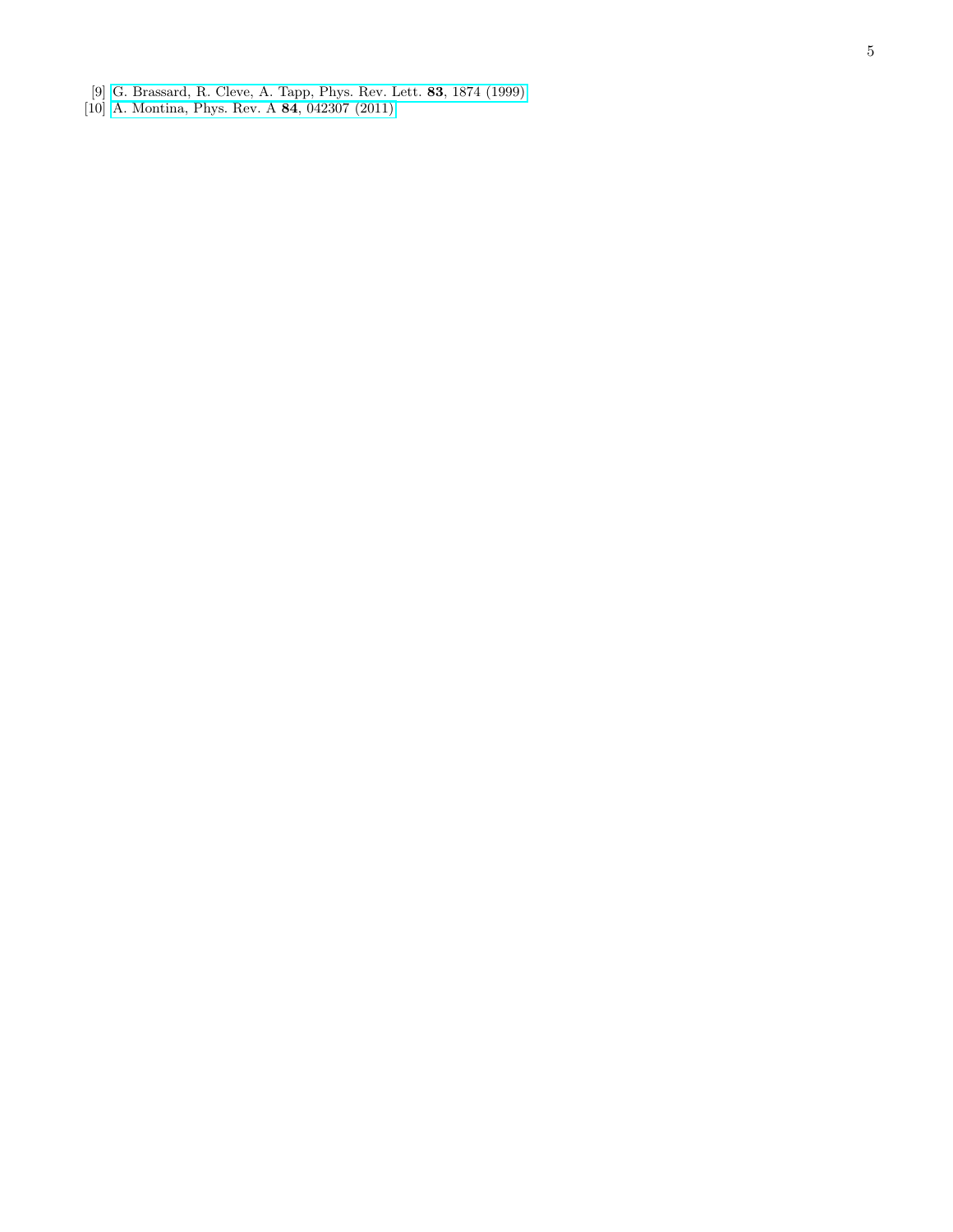[9] G. Brassard, R. Cleve, A. Tapp, Phys. Rev. Lett. **83**, 1874 (1999)

[10] A. Montina, Phys. Rev. A **84**, 042307 (2011)